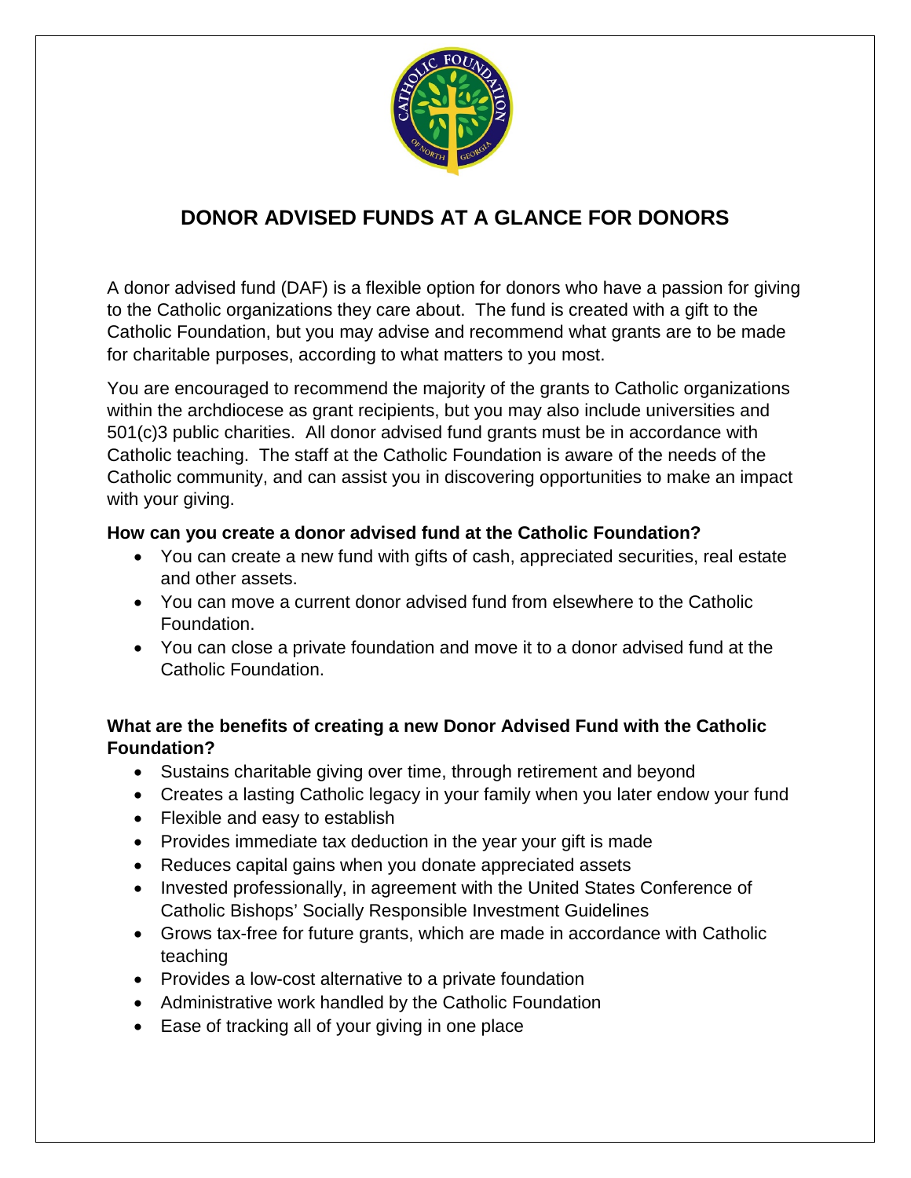# DONOR ADVISED FUNDS AT A GLANCE FOR DONORS

A donor advised fund (DAF) is a flexible option for donors who have a passion for giving to the Catholic organizations they care about. The fund is created with a gift to the Catholic Foundation, but you may advise and recommend what grants are to be made for charitable purposes, according to what matters to you most.

You are encouraged to recommend the majority of the grants to Catholic organizations within the archdiocese as grant recipients, but you may also include universities and 501(c)3 public charities. All donor advised fund grants must be in accordance with Catholic teaching. The staff at the Catholic Foundation is aware of the needs of the Catholic community, and can assist you in discovering opportunities to make an impact with your giving.

**How can you create a donor advised fund at the Catholic Foundation?**

- You can create a new fund with gifts of cash, appreciated securities, real estate and other assets.
- You can move a current donor advised fund from elsewhere to the Catholic Foundation.
- You can close a private foundation and move it to a donor advised fund at the Catholic Foundation.

**What are the benefits of creating a new Donor Advised Fund with the Catholic Foundation?**

- Sustains charitable giving over time, through retirement and beyond
- Creates a lasting Catholic legacy in your family when you later endow your fund
- Flexible and easy to establish
- Provides immediate tax deduction in the year your gift is made
- Reduces capital gains when you donate appreciated assets
- Invested professionally, in agreement with the United States Conference of Catholic Bishops' Socially Responsible Investment Guidelines
- Grows tax-free for future grants, which are made in accordance with Catholic teaching
- Provides a low-cost alternative to a private foundation
- Administrative work handled by the Catholic Foundation
- Ease of tracking all of your giving in one place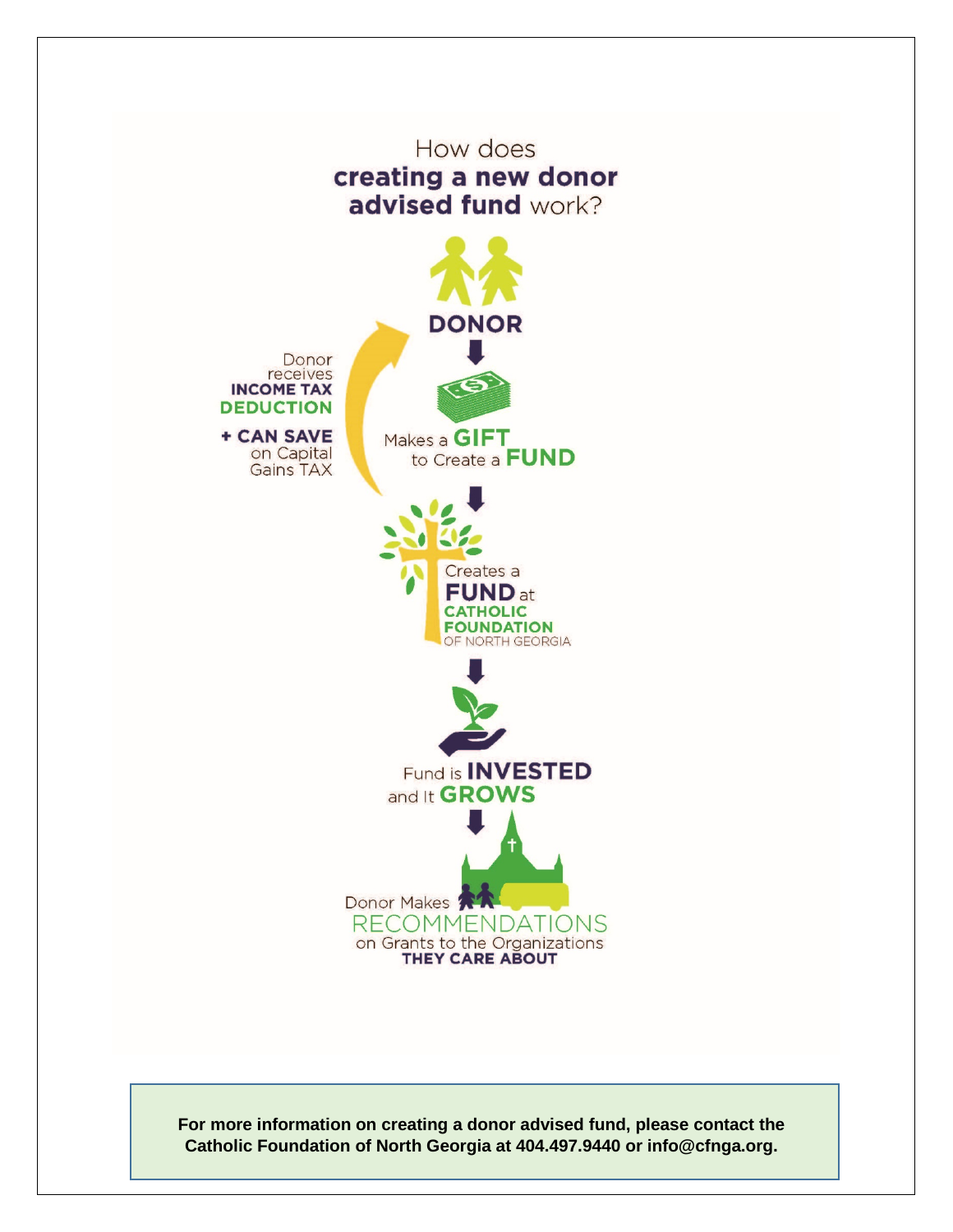# How does **creating a new donor advised fund** work?

**DONOR**

Makes a **GIFT** to Create a **FUND**

Donor receives **INCOME TAX DEDUCTION**

**+ CAN SAVE** on Capital Gains TAX

Creates a **FUND** at **CATHOLIC FOUNDATION** OF NORTH GEORGIA

Fund is **INVESTED** and It **GROWS**

Donor Makes RECOMMENDATIONS on Grants to the Organizations **THEY CARE ABOUT**

**For more information on creating a donor advised fund, please contact the Catholic Foundation of North Georgia at 404.497.9440 or info@cfnga.org.**